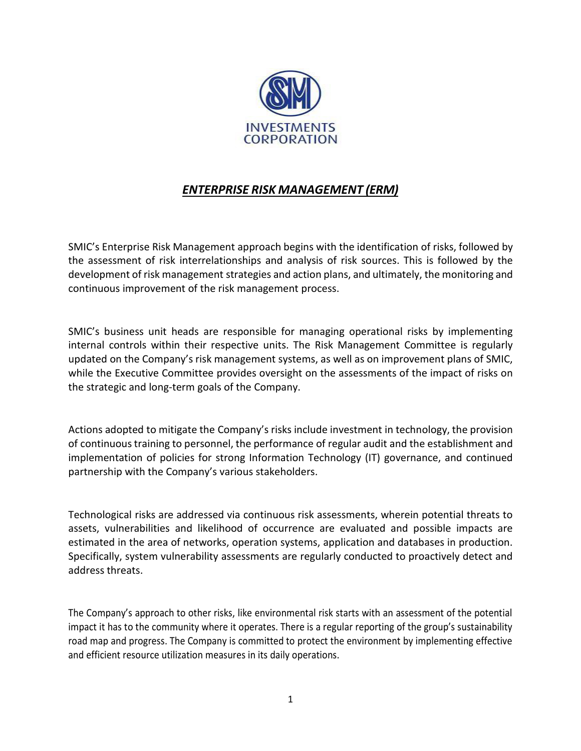# ***ENTERPRISE RISK MANAGEMENT (ERM)***

SMIC's Enterprise Risk Management approach begins with the identification of risks, followed by the assessment of risk interrelationships and analysis of risk sources. This is followed by the development of risk management strategies and action plans, and ultimately, the monitoring and continuous improvement of the risk management process.

SMIC's business unit heads are responsible for managing operational risks by implementing internal controls within their respective units. The Risk Management Committee is regularly updated on the Company's risk management systems, as well as on improvement plans of SMIC, while the Executive Committee provides oversight on the assessments of the impact of risks on the strategic and long-term goals of the Company.

Actions adopted to mitigate the Company's risks include investment in technology, the provision of continuous training to personnel, the performance of regular audit and the establishment and implementation of policies for strong Information Technology (IT) governance, and continued partnership with the Company's various stakeholders.

Technological risks are addressed via continuous risk assessments, wherein potential threats to assets, vulnerabilities and likelihood of occurrence are evaluated and possible impacts are estimated in the area of networks, operation systems, application and databases in production. Specifically, system vulnerability assessments are regularly conducted to proactively detect and address threats.

The Company's approach to other risks, like environmental risk starts with an assessment of the potential impact it has to the community where it operates. There is a regular reporting of the group's sustainability road map and progress. The Company is committed to protect the environment by implementing effective and efficient resource utilization measures in its daily operations.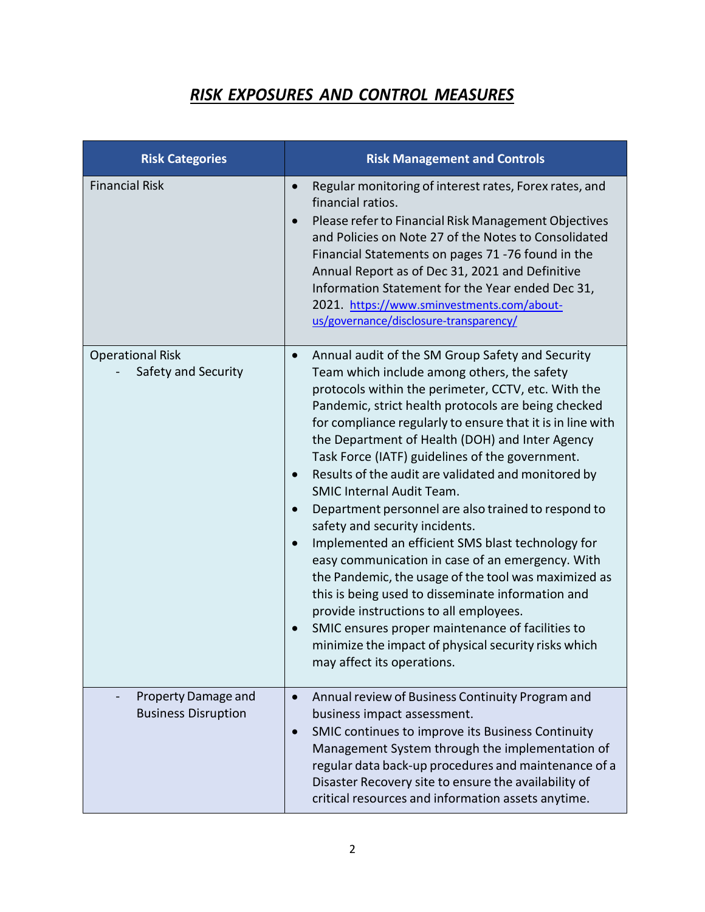# ***RISK EXPOSURES AND CONTROL MEASURES***

| Risk Categories | Risk Management and Controls |
|---|---|
| Financial Risk | • Regular monitoring of interest rates, Forex rates, and financial ratios.<br>• Please refer to Financial Risk Management Objectives and Policies on Note 27 of the Notes to Consolidated Financial Statements on pages 71 -76 found in the Annual Report as of Dec 31, 2021 and Definitive Information Statement for the Year ended Dec 31, 2021. https://www.sminvestments.com/about-us/governance/disclosure-transparency/ |
| Operational Risk<br>- Safety and Security | • Annual audit of the SM Group Safety and Security Team which include among others, the safety protocols within the perimeter, CCTV, etc. With the Pandemic, strict health protocols are being checked for compliance regularly to ensure that it is in line with the Department of Health (DOH) and Inter Agency Task Force (IATF) guidelines of the government.<br>• Results of the audit are validated and monitored by SMIC Internal Audit Team.<br>• Department personnel are also trained to respond to safety and security incidents.<br>• Implemented an efficient SMS blast technology for easy communication in case of an emergency. With the Pandemic, the usage of the tool was maximized as this is being used to disseminate information and provide instructions to all employees.<br>• SMIC ensures proper maintenance of facilities to minimize the impact of physical security risks which may affect its operations. |
| - Property Damage and Business Disruption | • Annual review of Business Continuity Program and business impact assessment.<br>• SMIC continues to improve its Business Continuity Management System through the implementation of regular data back-up procedures and maintenance of a Disaster Recovery site to ensure the availability of critical resources and information assets anytime. |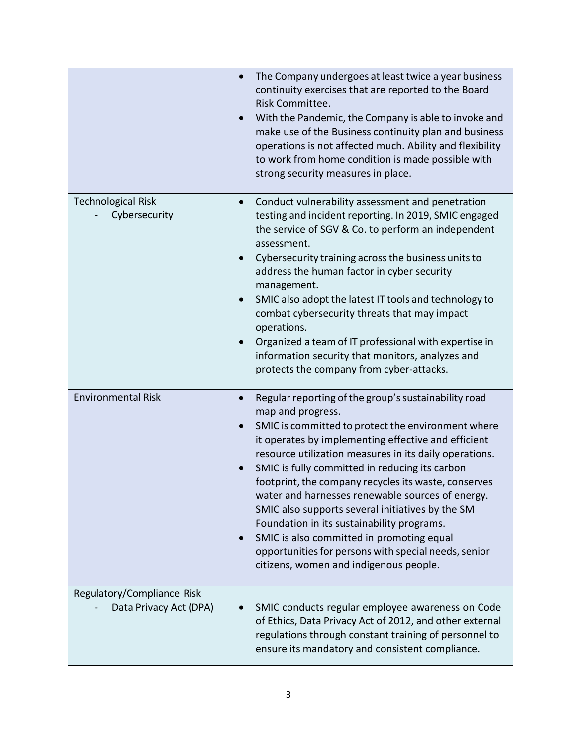| | |
|---|---|
| | • The Company undergoes at least twice a year business continuity exercises that are reported to the Board Risk Committee.<br>• With the Pandemic, the Company is able to invoke and make use of the Business continuity plan and business operations is not affected much. Ability and flexibility to work from home condition is made possible with strong security measures in place. |
| Technological Risk<br>- Cybersecurity | • Conduct vulnerability assessment and penetration testing and incident reporting. In 2019, SMIC engaged the service of SGV & Co. to perform an independent assessment.<br>• Cybersecurity training across the business units to address the human factor in cyber security management.<br>• SMIC also adopt the latest IT tools and technology to combat cybersecurity threats that may impact operations.<br>• Organized a team of IT professional with expertise in information security that monitors, analyzes and protects the company from cyber-attacks. |
| Environmental Risk | • Regular reporting of the group's sustainability road map and progress.<br>• SMIC is committed to protect the environment where it operates by implementing effective and efficient resource utilization measures in its daily operations.<br>• SMIC is fully committed in reducing its carbon footprint, the company recycles its waste, conserves water and harnesses renewable sources of energy. SMIC also supports several initiatives by the SM Foundation in its sustainability programs.<br>• SMIC is also committed in promoting equal opportunities for persons with special needs, senior citizens, women and indigenous people. |
| Regulatory/Compliance Risk<br>- Data Privacy Act (DPA) | • SMIC conducts regular employee awareness on Code of Ethics, Data Privacy Act of 2012, and other external regulations through constant training of personnel to ensure its mandatory and consistent compliance. |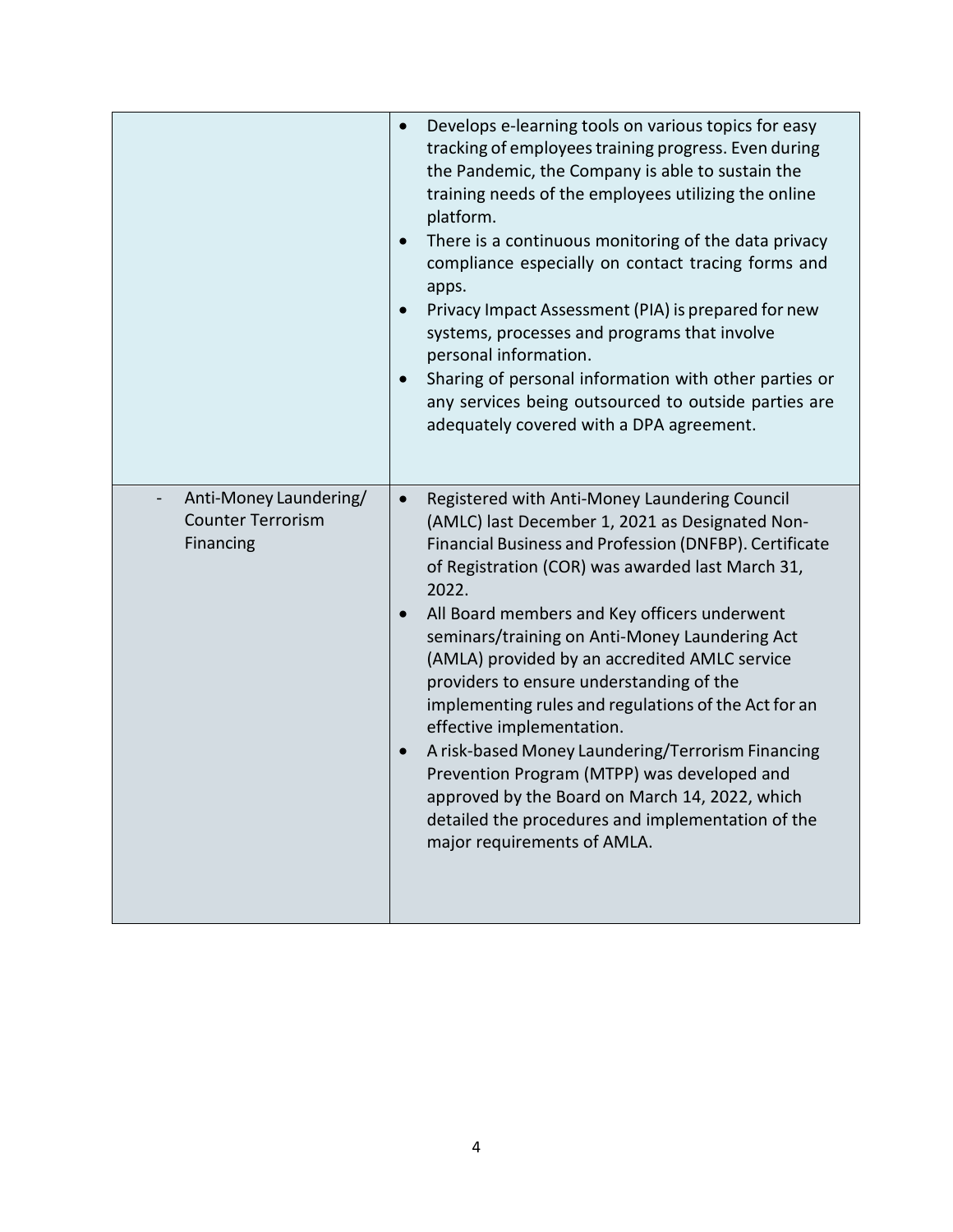| | |
|---|---|
| | • Develops e-learning tools on various topics for easy tracking of employees training progress. Even during the Pandemic, the Company is able to sustain the training needs of the employees utilizing the online platform.<br>• There is a continuous monitoring of the data privacy compliance especially on contact tracing forms and apps.<br>• Privacy Impact Assessment (PIA) is prepared for new systems, processes and programs that involve personal information.<br>• Sharing of personal information with other parties or any services being outsourced to outside parties are adequately covered with a DPA agreement. |
| - Anti-Money Laundering/ Counter Terrorism Financing | • Registered with Anti-Money Laundering Council (AMLC) last December 1, 2021 as Designated Non-Financial Business and Profession (DNFBP). Certificate of Registration (COR) was awarded last March 31, 2022.<br>• All Board members and Key officers underwent seminars/training on Anti-Money Laundering Act (AMLA) provided by an accredited AMLC service providers to ensure understanding of the implementing rules and regulations of the Act for an effective implementation.<br>• A risk-based Money Laundering/Terrorism Financing Prevention Program (MTPP) was developed and approved by the Board on March 14, 2022, which detailed the procedures and implementation of the major requirements of AMLA. |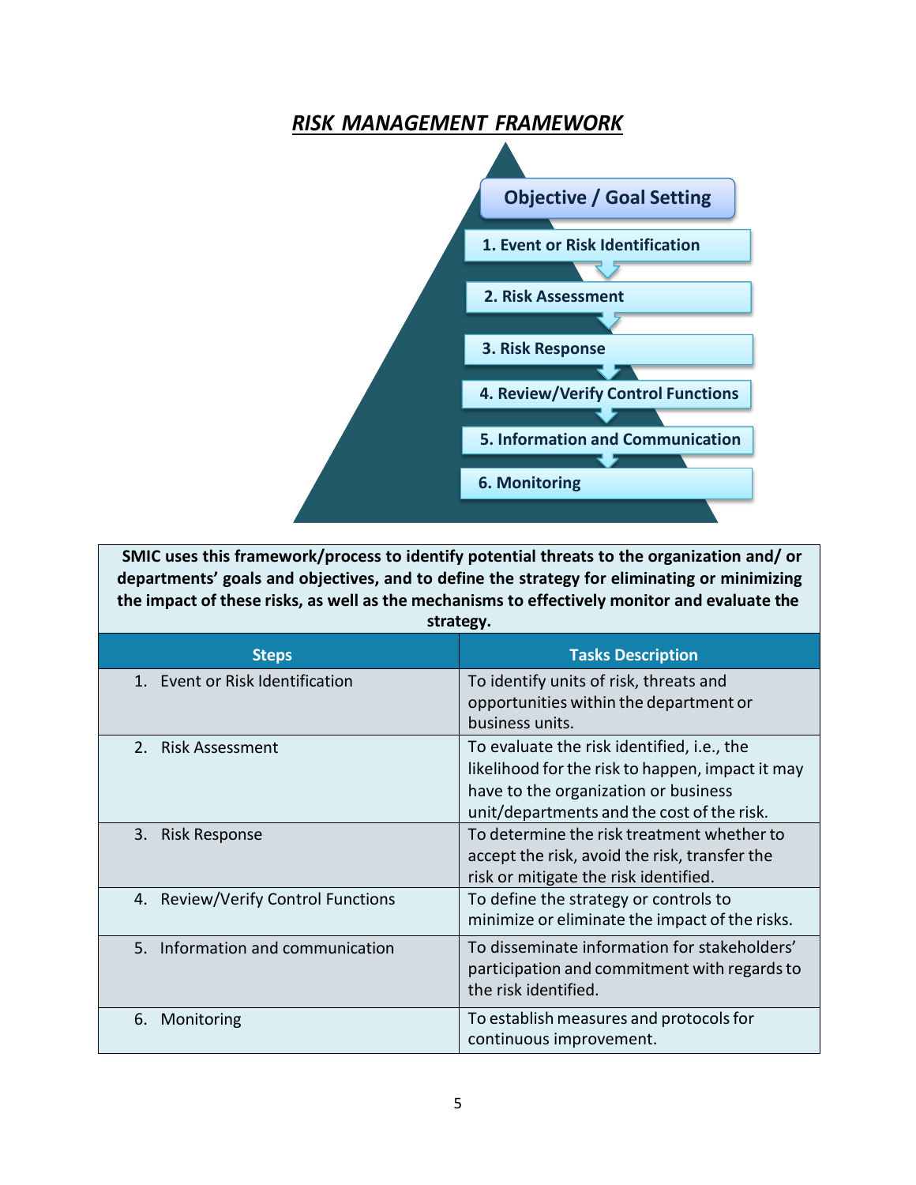## *RISK MANAGEMENT FRAMEWORK*

Objective / Goal Setting

1. Event or Risk Identification
2. Risk Assessment
3. Risk Response
4. Review/Verify Control Functions
5. Information and Communication
6. Monitoring

| **SMIC uses this framework/process to identify potential threats to the organization and/ or departments' goals and objectives, and to define the strategy for eliminating or minimizing the impact of these risks, as well as the mechanisms to effectively monitor and evaluate the strategy.** | |
|---|---|
| **Steps** | **Tasks Description** |
| 1. Event or Risk Identification | To identify units of risk, threats and opportunities within the department or business units. |
| 2. Risk Assessment | To evaluate the risk identified, i.e., the likelihood for the risk to happen, impact it may have to the organization or business unit/departments and the cost of the risk. |
| 3. Risk Response | To determine the risk treatment whether to accept the risk, avoid the risk, transfer the risk or mitigate the risk identified. |
| 4. Review/Verify Control Functions | To define the strategy or controls to minimize or eliminate the impact of the risks. |
| 5. Information and communication | To disseminate information for stakeholders' participation and commitment with regards to the risk identified. |
| 6. Monitoring | To establish measures and protocols for continuous improvement. |